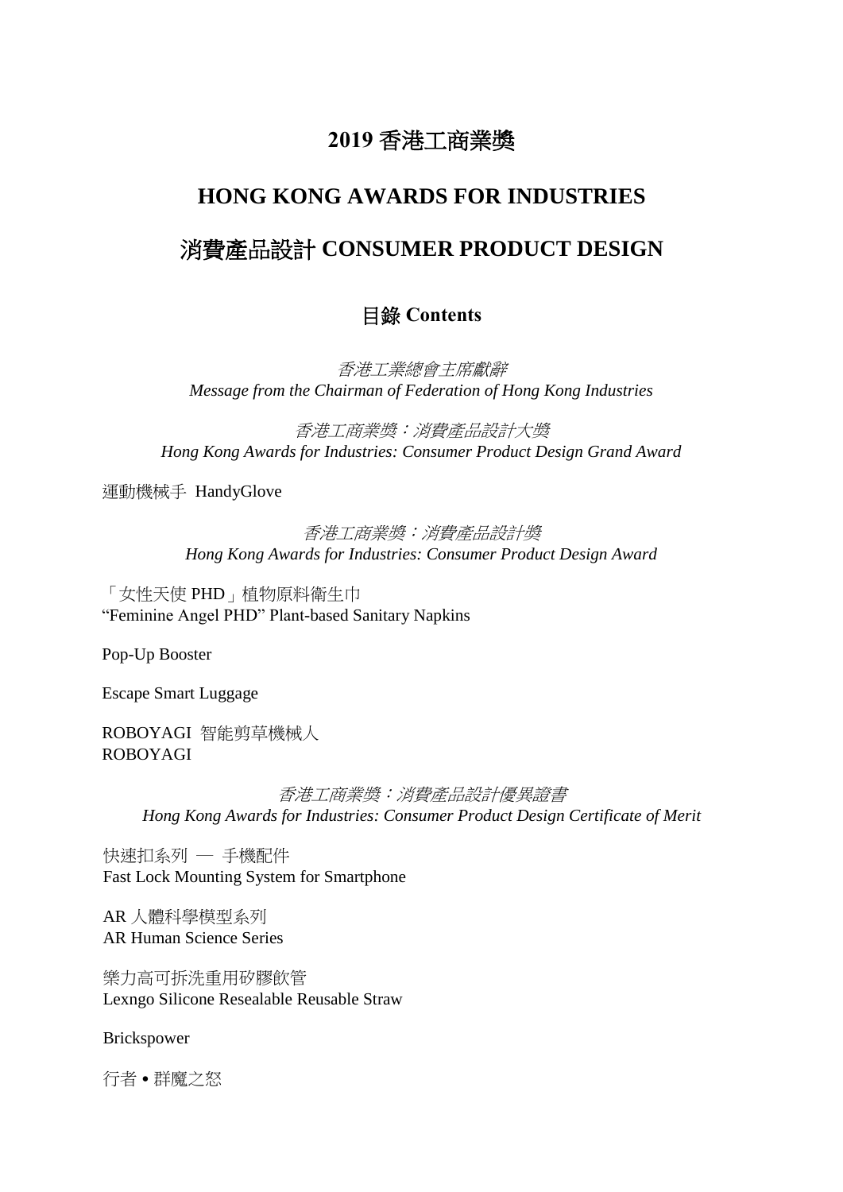# 2019 香港工商業獎

# HONG KONG AWARDS FOR INDUSTRIES

# 消費產品設計 CONSUMER PRODUCT DESIGN

## 目錄 Contents

*香港工業總會主席獻辭*
*Message from the Chairman of Federation of Hong Kong Industries*

*香港工商業獎：消費產品設計大獎*
*Hong Kong Awards for Industries: Consumer Product Design Grand Award*

運動機械手 HandyGlove

*香港工商業獎：消費產品設計獎*
*Hong Kong Awards for Industries: Consumer Product Design Award*

「女性天使 PHD」植物原料衛生巾
"Feminine Angel PHD" Plant-based Sanitary Napkins

Pop-Up Booster

Escape Smart Luggage

ROBOYAGI 智能剪草機械人
ROBOYAGI

*香港工商業獎：消費產品設計優異證書*
*Hong Kong Awards for Industries: Consumer Product Design Certificate of Merit*

快速扣系列 — 手機配件
Fast Lock Mounting System for Smartphone

AR 人體科學模型系列
AR Human Science Series

樂力高可拆洗重用矽膠飲管
Lexngo Silicone Resealable Reusable Straw

Brickspower

行者 • 群魔之怒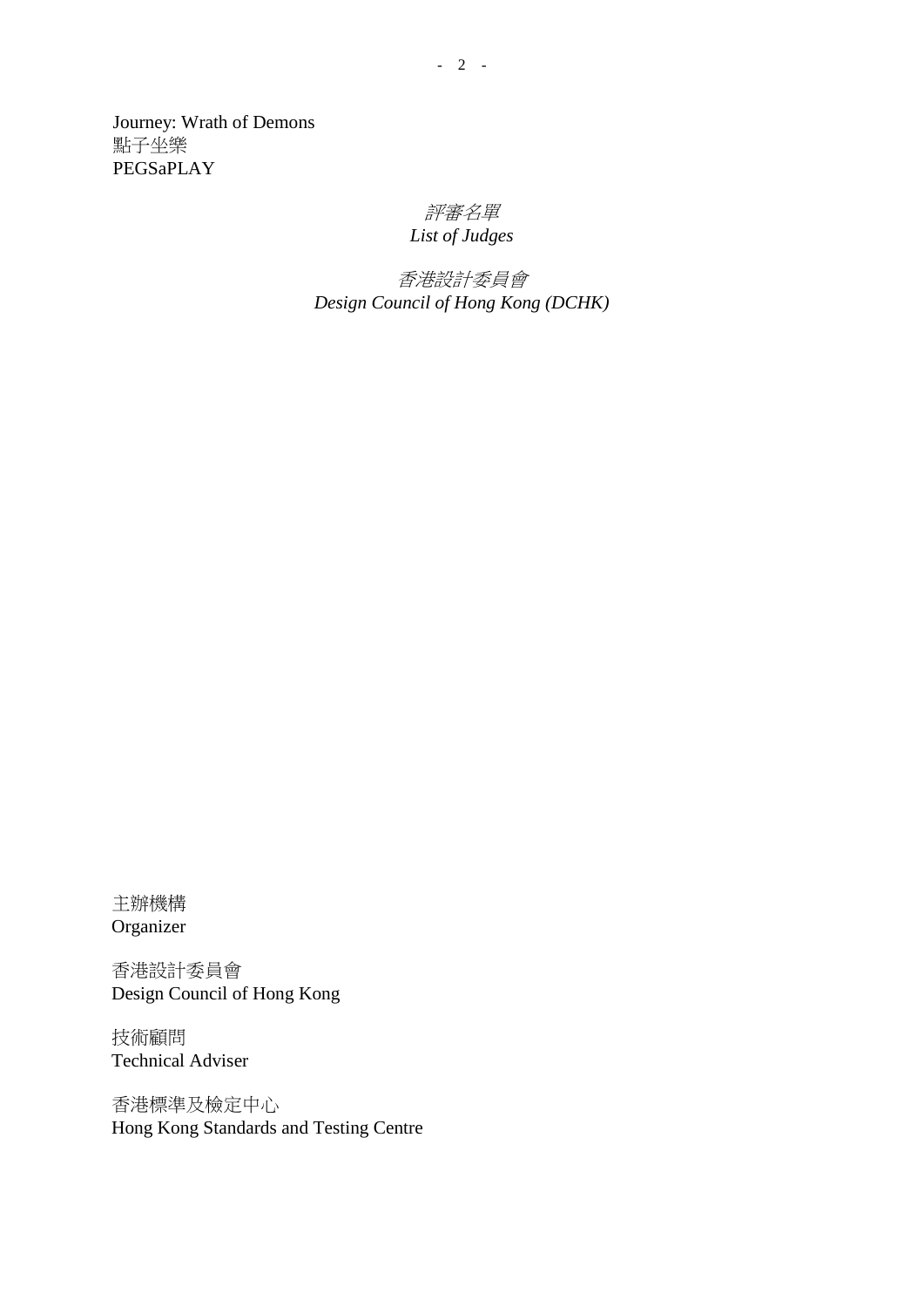Journey: Wrath of Demons
點子坐樂
PEGSaPLAY

*評審名單*
*List of Judges*

*香港設計委員會*
*Design Council of Hong Kong (DCHK)*

主辦機構
Organizer

香港設計委員會
Design Council of Hong Kong

技術顧問
Technical Adviser

香港標準及檢定中心
Hong Kong Standards and Testing Centre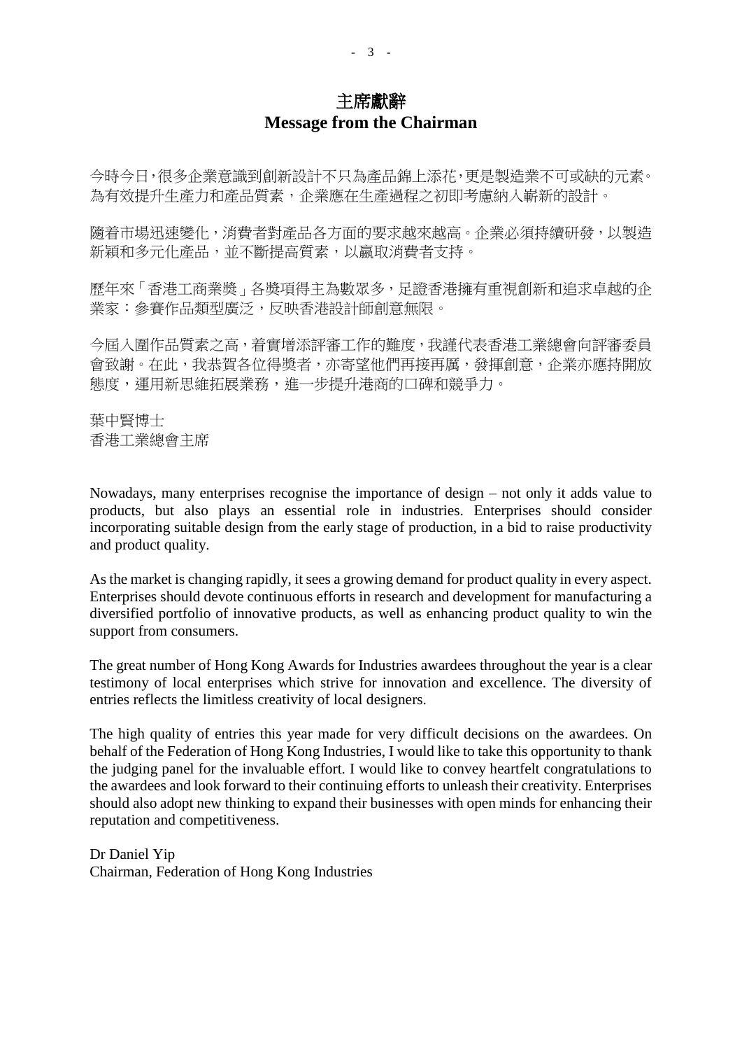# 主席獻辭
# Message from the Chairman

今時今日，很多企業意識到創新設計不只為產品錦上添花，更是製造業不可或缺的元素。為有效提升生產力和產品質素，企業應在生產過程之初即考慮納入嶄新的設計。

隨着市場迅速變化，消費者對產品各方面的要求越來越高。企業必須持續研發，以製造新穎和多元化產品，並不斷提高質素，以贏取消費者支持。

歷年來「香港工商業獎」各獎項得主為數眾多，足證香港擁有重視創新和追求卓越的企業家：參賽作品類型廣泛，反映香港設計師創意無限。

今屆入圍作品質素之高，着實增添評審工作的難度，我謹代表香港工業總會向評審委員會致謝。在此，我恭賀各位得獎者，亦寄望他們再接再厲，發揮創意，企業亦應持開放態度，運用新思維拓展業務，進一步提升港商的口碑和競爭力。

葉中賢博士
香港工業總會主席

Nowadays, many enterprises recognise the importance of design – not only it adds value to products, but also plays an essential role in industries. Enterprises should consider incorporating suitable design from the early stage of production, in a bid to raise productivity and product quality.

As the market is changing rapidly, it sees a growing demand for product quality in every aspect. Enterprises should devote continuous efforts in research and development for manufacturing a diversified portfolio of innovative products, as well as enhancing product quality to win the support from consumers.

The great number of Hong Kong Awards for Industries awardees throughout the year is a clear testimony of local enterprises which strive for innovation and excellence. The diversity of entries reflects the limitless creativity of local designers.

The high quality of entries this year made for very difficult decisions on the awardees. On behalf of the Federation of Hong Kong Industries, I would like to take this opportunity to thank the judging panel for the invaluable effort. I would like to convey heartfelt congratulations to the awardees and look forward to their continuing efforts to unleash their creativity. Enterprises should also adopt new thinking to expand their businesses with open minds for enhancing their reputation and competitiveness.

Dr Daniel Yip
Chairman, Federation of Hong Kong Industries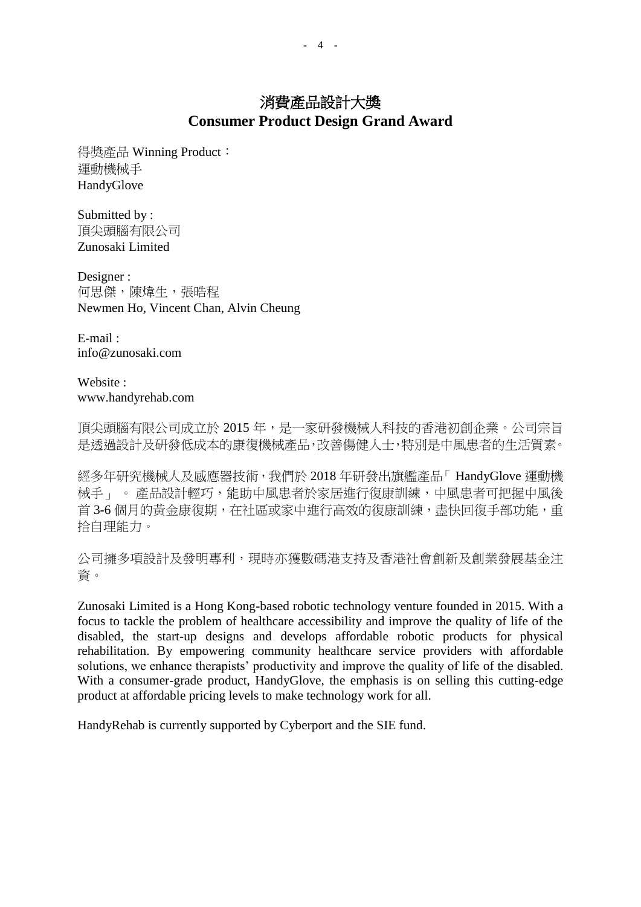# 消費產品設計大獎
# Consumer Product Design Grand Award

得獎產品 Winning Product：
運動機械手
HandyGlove

Submitted by :
頂尖頭腦有限公司
Zunosaki Limited

Designer :
何思傑，陳煒生，張晧程
Newmen Ho, Vincent Chan, Alvin Cheung

E-mail :
info@zunosaki.com

Website :
www.handyrehab.com

頂尖頭腦有限公司成立於 2015 年，是一家研發機械人科技的香港初創企業。公司宗旨是透過設計及研發低成本的康復機械產品，改善傷健人士，特別是中風患者的生活質素。

經多年研究機械人及感應器技術，我們於 2018 年研發出旗艦產品「HandyGlove 運動機械手」。產品設計輕巧，能助中風患者於家居進行復康訓練，中風患者可把握中風後首 3-6 個月的黃金康復期，在社區或家中進行高效的復康訓練，盡快回復手部功能，重拾自理能力。

公司擁多項設計及發明專利，現時亦獲數碼港支持及香港社會創新及創業發展基金注資。

Zunosaki Limited is a Hong Kong-based robotic technology venture founded in 2015. With a focus to tackle the problem of healthcare accessibility and improve the quality of life of the disabled, the start-up designs and develops affordable robotic products for physical rehabilitation. By empowering community healthcare service providers with affordable solutions, we enhance therapists' productivity and improve the quality of life of the disabled. With a consumer-grade product, HandyGlove, the emphasis is on selling this cutting-edge product at affordable pricing levels to make technology work for all.

HandyRehab is currently supported by Cyberport and the SIE fund.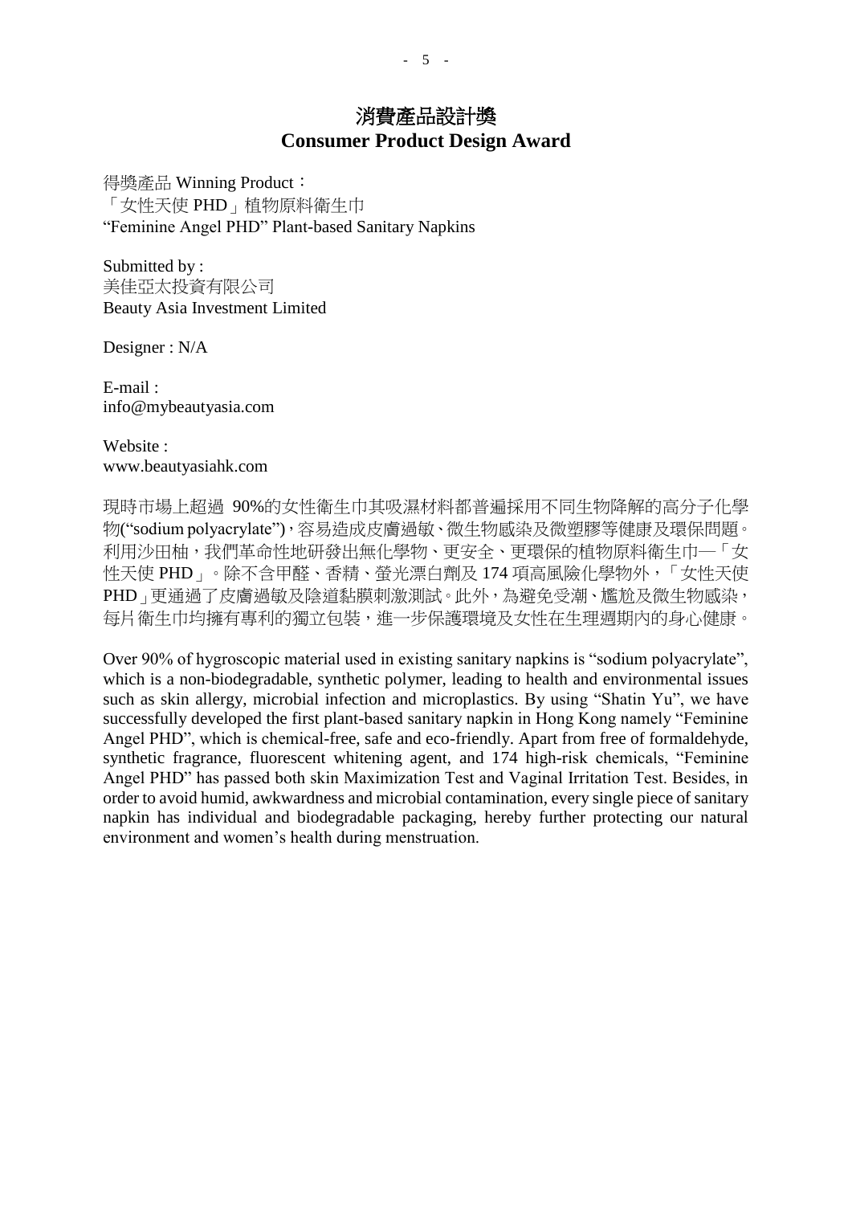# 消費產品設計獎
# Consumer Product Design Award

得獎產品 Winning Product：
「女性天使 PHD」植物原料衛生巾
"Feminine Angel PHD" Plant-based Sanitary Napkins

Submitted by :
美佳亞太投資有限公司
Beauty Asia Investment Limited

Designer : N/A

E-mail :
info@mybeautyasia.com

Website :
www.beautyasiahk.com

現時市場上超過 90%的女性衛生巾其吸濕材料都普遍採用不同生物降解的高分子化學物("sodium polyacrylate")，容易造成皮膚過敏、微生物感染及微塑膠等健康及環保問題。利用沙田柚，我們革命性地研發出無化學物、更安全、更環保的植物原料衛生巾—「女性天使 PHD」。除不含甲醛、香精、螢光漂白劑及 174 項高風險化學物外，「女性天使 PHD」更通過了皮膚過敏及陰道黏膜刺激測試。此外，為避免受潮、尷尬及微生物感染，每片衛生巾均擁有專利的獨立包裝，進一步保護環境及女性在生理週期內的身心健康。

Over 90% of hygroscopic material used in existing sanitary napkins is "sodium polyacrylate", which is a non-biodegradable, synthetic polymer, leading to health and environmental issues such as skin allergy, microbial infection and microplastics. By using "Shatin Yu", we have successfully developed the first plant-based sanitary napkin in Hong Kong namely "Feminine Angel PHD", which is chemical-free, safe and eco-friendly. Apart from free of formaldehyde, synthetic fragrance, fluorescent whitening agent, and 174 high-risk chemicals, "Feminine Angel PHD" has passed both skin Maximization Test and Vaginal Irritation Test. Besides, in order to avoid humid, awkwardness and microbial contamination, every single piece of sanitary napkin has individual and biodegradable packaging, hereby further protecting our natural environment and women's health during menstruation.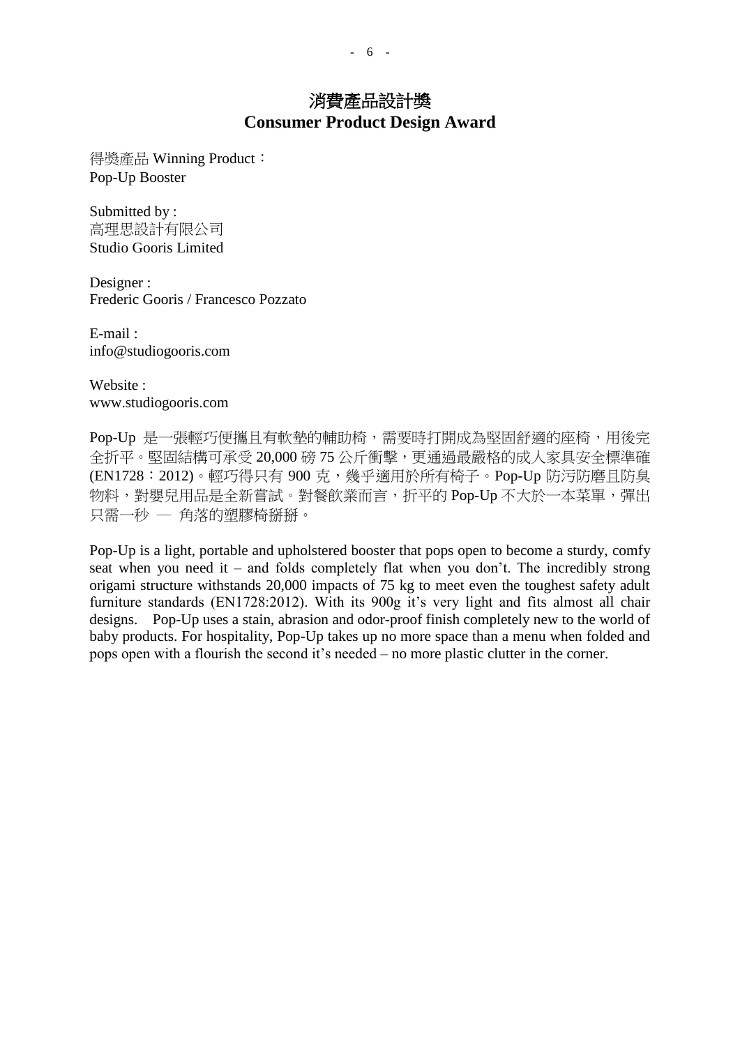# 消費產品設計獎
# Consumer Product Design Award

得獎產品 Winning Product：
Pop-Up Booster

Submitted by :
高理思設計有限公司
Studio Gooris Limited

Designer :
Frederic Gooris / Francesco Pozzato

E-mail :
info@studiogooris.com

Website :
www.studiogooris.com

Pop-Up 是一張輕巧便攜且有軟墊的輔助椅，需要時打開成為堅固舒適的座椅，用後完全折平。堅固結構可承受 20,000 磅 75 公斤衝擊，更通過最嚴格的成人家具安全標準確(EN1728：2012)。輕巧得只有 900 克，幾乎適用於所有椅子。Pop-Up 防污防磨且防臭物料，對嬰兒用品是全新嘗試。對餐飲業而言，折平的 Pop-Up 不大於一本菜單，彈出只需一秒 — 角落的塑膠椅掰掰。

Pop-Up is a light, portable and upholstered booster that pops open to become a sturdy, comfy seat when you need it – and folds completely flat when you don't. The incredibly strong origami structure withstands 20,000 impacts of 75 kg to meet even the toughest safety adult furniture standards (EN1728:2012). With its 900g it's very light and fits almost all chair designs. Pop-Up uses a stain, abrasion and odor-proof finish completely new to the world of baby products. For hospitality, Pop-Up takes up no more space than a menu when folded and pops open with a flourish the second it's needed – no more plastic clutter in the corner.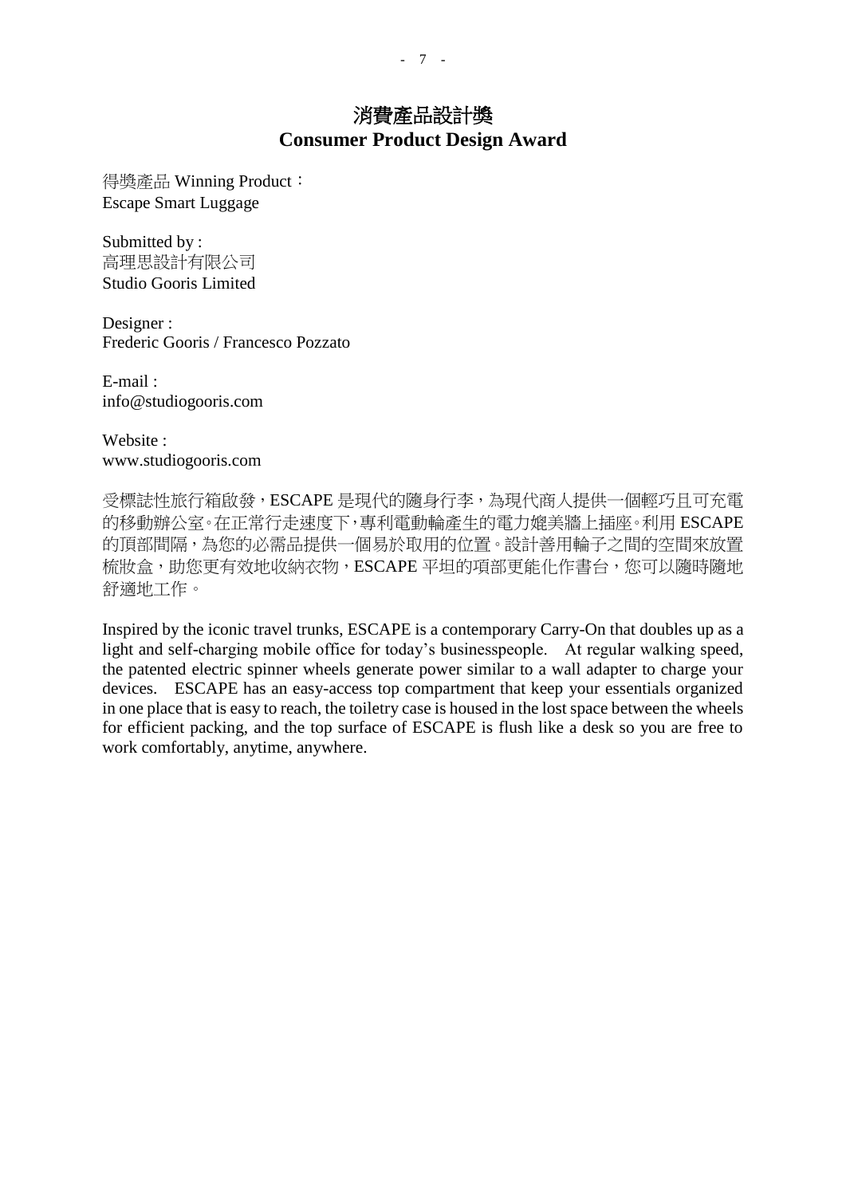# 消費產品設計獎
# Consumer Product Design Award

得獎產品 Winning Product：
Escape Smart Luggage

Submitted by :
高理思設計有限公司
Studio Gooris Limited

Designer :
Frederic Gooris / Francesco Pozzato

E-mail :
info@studiogooris.com

Website :
www.studiogooris.com

受標誌性旅行箱啟發，ESCAPE 是現代的隨身行李，為現代商人提供一個輕巧且可充電的移動辦公室。在正常行走速度下，專利電動輪產生的電力媲美牆上插座。利用 ESCAPE 的頂部間隔，為您的必需品提供一個易於取用的位置。設計善用輪子之間的空間來放置梳妝盒，助您更有效地收納衣物，ESCAPE 平坦的項部更能化作書台，您可以隨時隨地舒適地工作。

Inspired by the iconic travel trunks, ESCAPE is a contemporary Carry-On that doubles up as a light and self-charging mobile office for today's businesspeople. At regular walking speed, the patented electric spinner wheels generate power similar to a wall adapter to charge your devices. ESCAPE has an easy-access top compartment that keep your essentials organized in one place that is easy to reach, the toiletry case is housed in the lost space between the wheels for efficient packing, and the top surface of ESCAPE is flush like a desk so you are free to work comfortably, anytime, anywhere.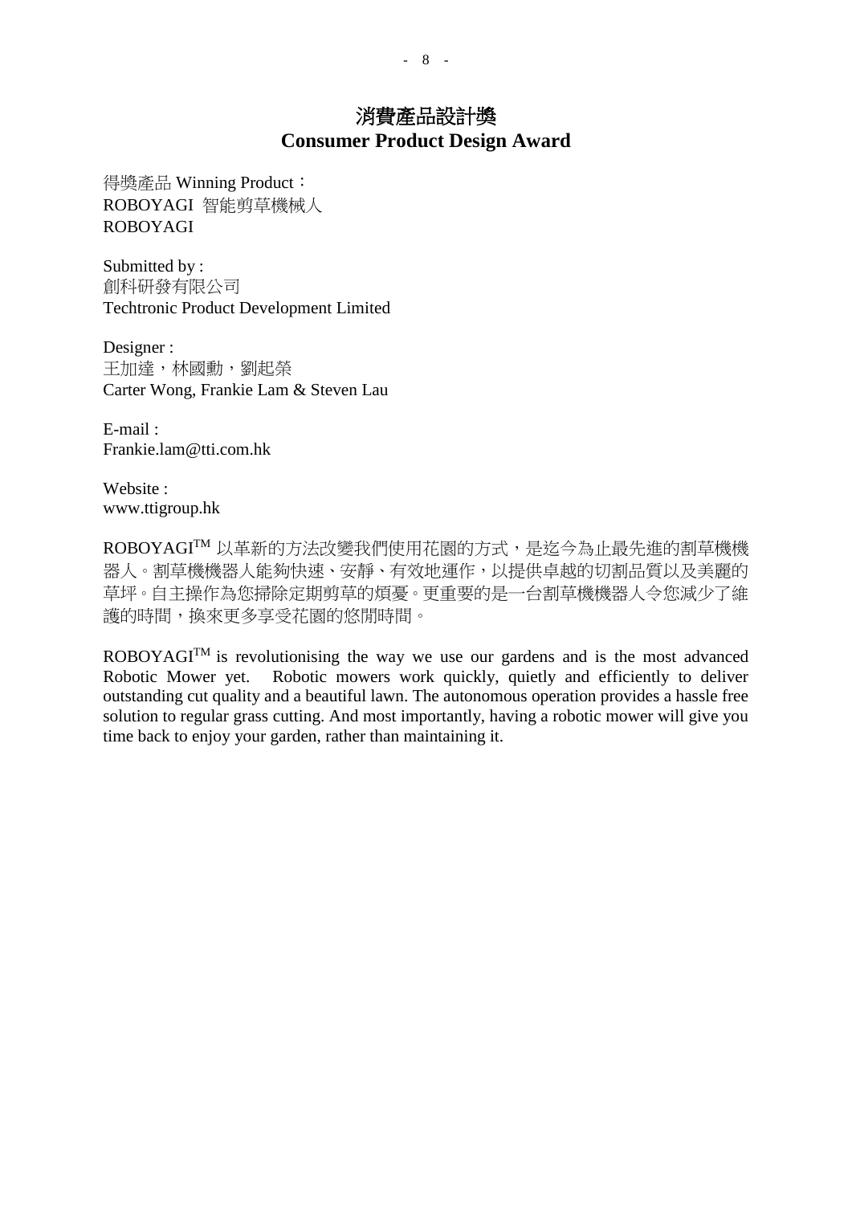# 消費產品設計獎
# Consumer Product Design Award

得獎產品 Winning Product：
ROBOYAGI 智能剪草機械人
ROBOYAGI

Submitted by :
創科研發有限公司
Techtronic Product Development Limited

Designer :
王加達，林國勳，劉起榮
Carter Wong, Frankie Lam & Steven Lau

E-mail :
Frankie.lam@tti.com.hk

Website :
www.ttigroup.hk

ROBOYAGI™ 以革新的方法改變我們使用花園的方式，是迄今為止最先進的割草機機器人。割草機機器人能夠快速、安靜、有效地運作，以提供卓越的切割品質以及美麗的草坪。自主操作為您掃除定期剪草的煩憂。更重要的是一台割草機機器人令您減少了維護的時間，換來更多享受花園的悠閒時間。

ROBOYAGI™ is revolutionising the way we use our gardens and is the most advanced Robotic Mower yet. Robotic mowers work quickly, quietly and efficiently to deliver outstanding cut quality and a beautiful lawn. The autonomous operation provides a hassle free solution to regular grass cutting. And most importantly, having a robotic mower will give you time back to enjoy your garden, rather than maintaining it.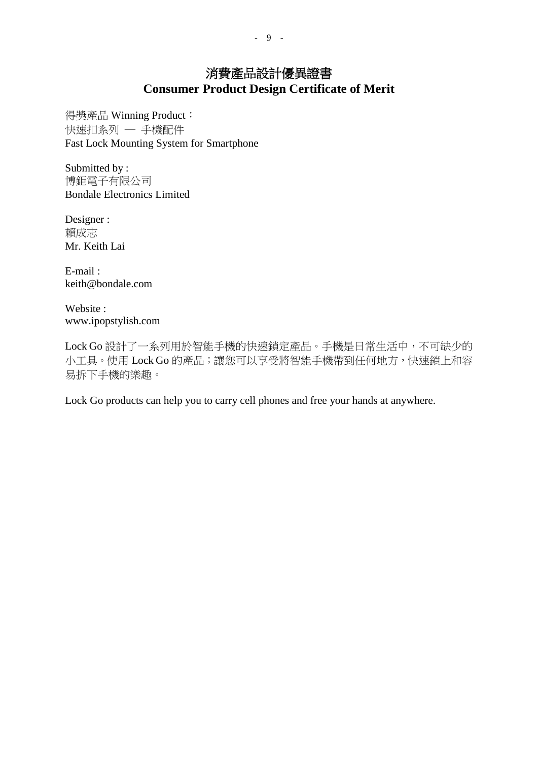# 消費產品設計優異證書
# Consumer Product Design Certificate of Merit

得獎產品 Winning Product：
快速扣系列 — 手機配件
Fast Lock Mounting System for Smartphone

Submitted by :
博鉅電子有限公司
Bondale Electronics Limited

Designer :
賴成志
Mr. Keith Lai

E-mail :
keith@bondale.com

Website :
www.ipopstylish.com

Lock Go 設計了一系列用於智能手機的快速鎖定產品。手機是日常生活中，不可缺少的小工具。使用 Lock Go 的產品；讓您可以享受將智能手機帶到任何地方，快速鎖上和容易拆下手機的樂趣。

Lock Go products can help you to carry cell phones and free your hands at anywhere.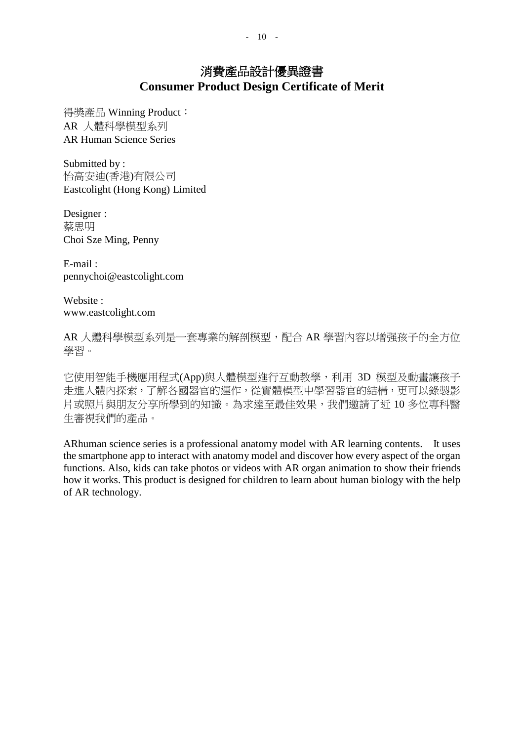# 消費產品設計優異證書
# Consumer Product Design Certificate of Merit

得獎產品 Winning Product：
AR 人體科學模型系列
AR Human Science Series

Submitted by :
怡高安迪(香港)有限公司
Eastcolight (Hong Kong) Limited

Designer :
蔡思明
Choi Sze Ming, Penny

E-mail :
pennychoi@eastcolight.com

Website :
www.eastcolight.com

AR 人體科學模型系列是一套專業的解剖模型，配合 AR 學習內容以增强孩子的全方位學習。

它使用智能手機應用程式(App)與人體模型進行互動教學，利用 3D 模型及動畫讓孩子走進人體內探索，了解各國器官的運作，從實體模型中學習器官的結構，更可以錄製影片或照片與朋友分享所學到的知識。為求達至最佳效果，我們邀請了近 10 多位專科醫生審視我們的產品。

ARhuman science series is a professional anatomy model with AR learning contents. It uses the smartphone app to interact with anatomy model and discover how every aspect of the organ functions. Also, kids can take photos or videos with AR organ animation to show their friends how it works. This product is designed for children to learn about human biology with the help of AR technology.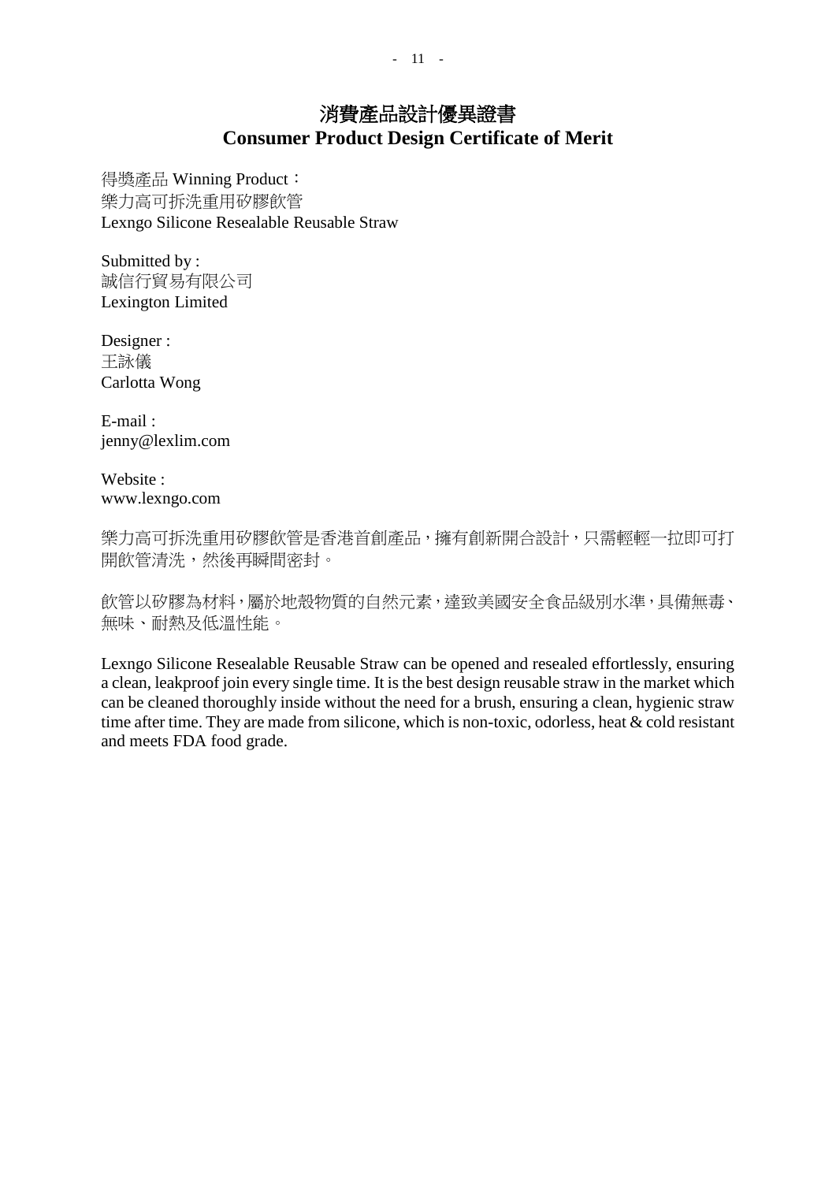# 消費產品設計優異證書
# Consumer Product Design Certificate of Merit

得獎產品 Winning Product：
樂力高可拆洗重用矽膠飲管
Lexngo Silicone Resealable Reusable Straw

Submitted by :
誠信行貿易有限公司
Lexington Limited

Designer :
王詠儀
Carlotta Wong

E-mail :
jenny@lexlim.com

Website :
www.lexngo.com

樂力高可拆洗重用矽膠飲管是香港首創產品，擁有創新開合設計，只需輕輕一拉即可打開飲管清洗，然後再瞬間密封。

飲管以矽膠為材料，屬於地殼物質的自然元素，達致美國安全食品級別水準，具備無毒、無味、耐熱及低溫性能。

Lexngo Silicone Resealable Reusable Straw can be opened and resealed effortlessly, ensuring a clean, leakproof join every single time. It is the best design reusable straw in the market which can be cleaned thoroughly inside without the need for a brush, ensuring a clean, hygienic straw time after time. They are made from silicone, which is non-toxic, odorless, heat & cold resistant and meets FDA food grade.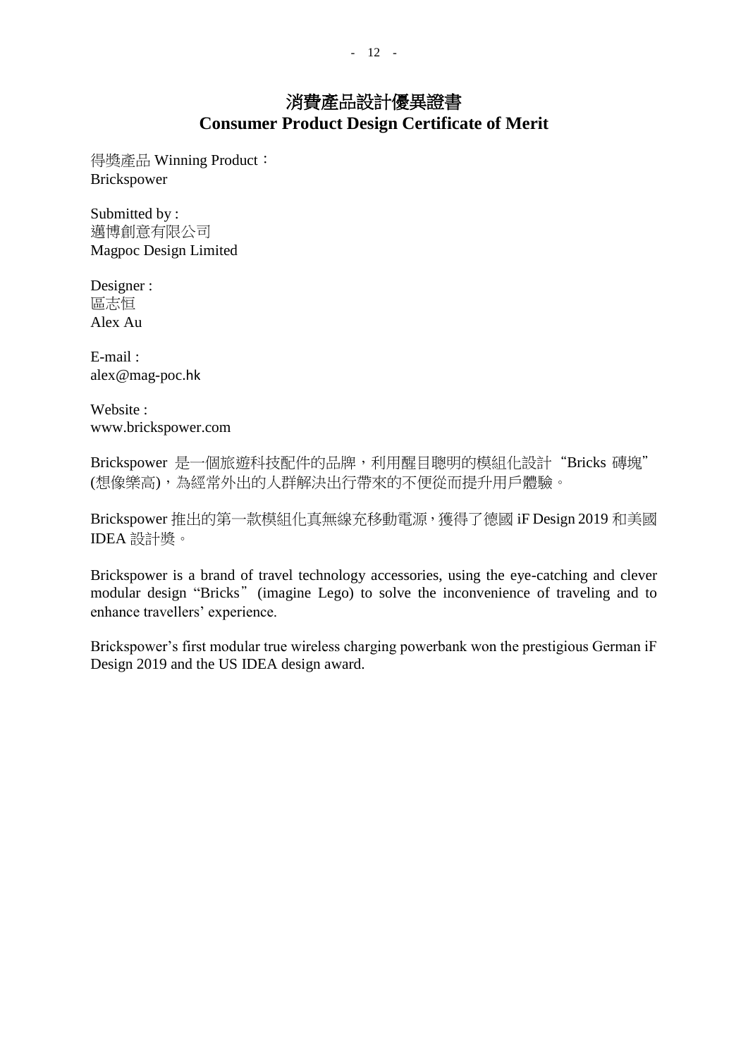# 消費產品設計優異證書
# Consumer Product Design Certificate of Merit

得獎產品 Winning Product：
Brickspower

Submitted by :
邁博創意有限公司
Magpoc Design Limited

Designer :
區志恒
Alex Au

E-mail :
alex@mag-poc.hk

Website :
www.brickspower.com

Brickspower 是一個旅遊科技配件的品牌，利用醒目聰明的模組化設計“Bricks 磚塊”(想像樂高)，為經常外出的人群解決出行帶來的不便從而提升用戶體驗。

Brickspower 推出的第一款模組化真無線充移動電源，獲得了德國 iF Design 2019 和美國 IDEA 設計獎。

Brickspower is a brand of travel technology accessories, using the eye-catching and clever modular design “Bricks” (imagine Lego) to solve the inconvenience of traveling and to enhance travellers’ experience.

Brickspower’s first modular true wireless charging powerbank won the prestigious German iF Design 2019 and the US IDEA design award.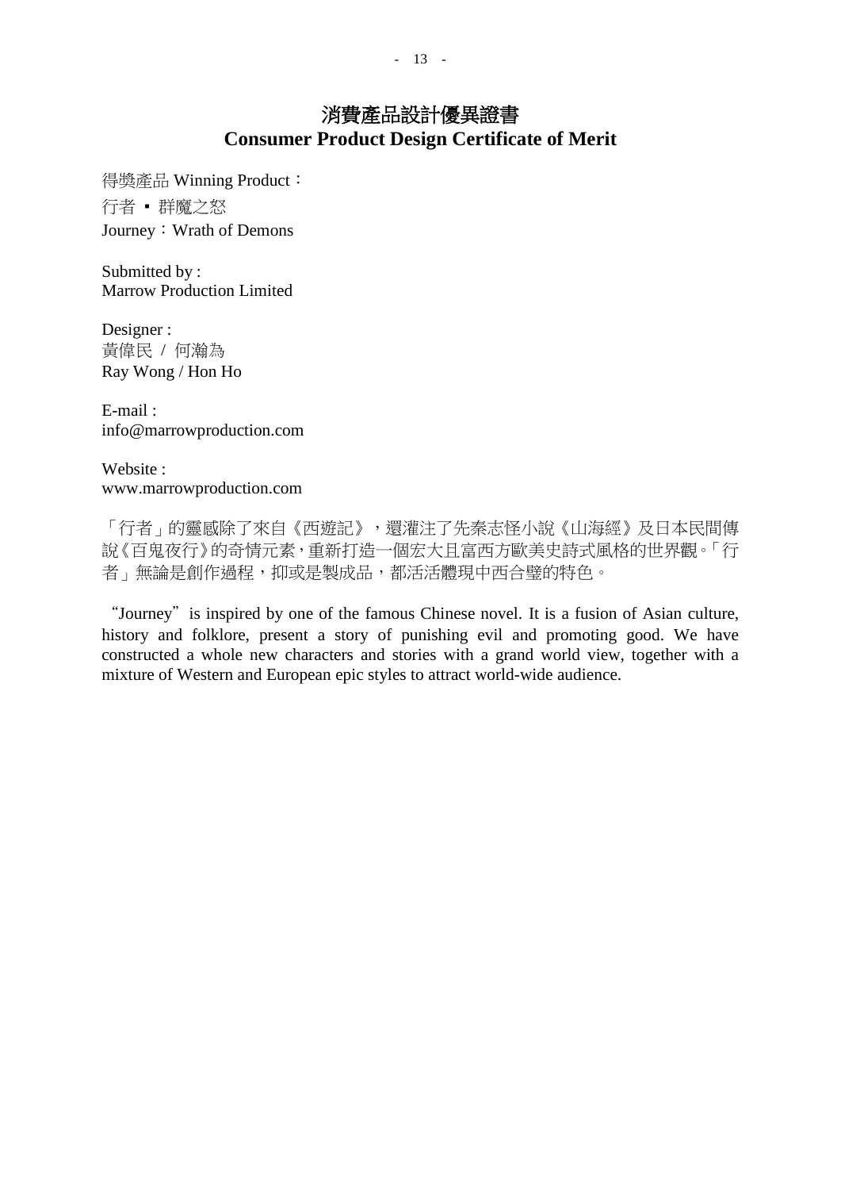# 消費產品設計優異證書
# Consumer Product Design Certificate of Merit

得獎產品 Winning Product：

行者 ▪ 群魔之怒

Journey：Wrath of Demons

Submitted by :
Marrow Production Limited

Designer :
黃偉民 / 何瀚為
Ray Wong / Hon Ho

E-mail :
info@marrowproduction.com

Website :
www.marrowproduction.com

「行者」的靈感除了來自《西遊記》，還灌注了先秦志怪小說《山海經》及日本民間傳說《百鬼夜行》的奇情元素，重新打造一個宏大且富西方歐美史詩式風格的世界觀。「行者」無論是創作過程，抑或是製成品，都活活體現中西合璧的特色。

"Journey" is inspired by one of the famous Chinese novel. It is a fusion of Asian culture, history and folklore, present a story of punishing evil and promoting good. We have constructed a whole new characters and stories with a grand world view, together with a mixture of Western and European epic styles to attract world-wide audience.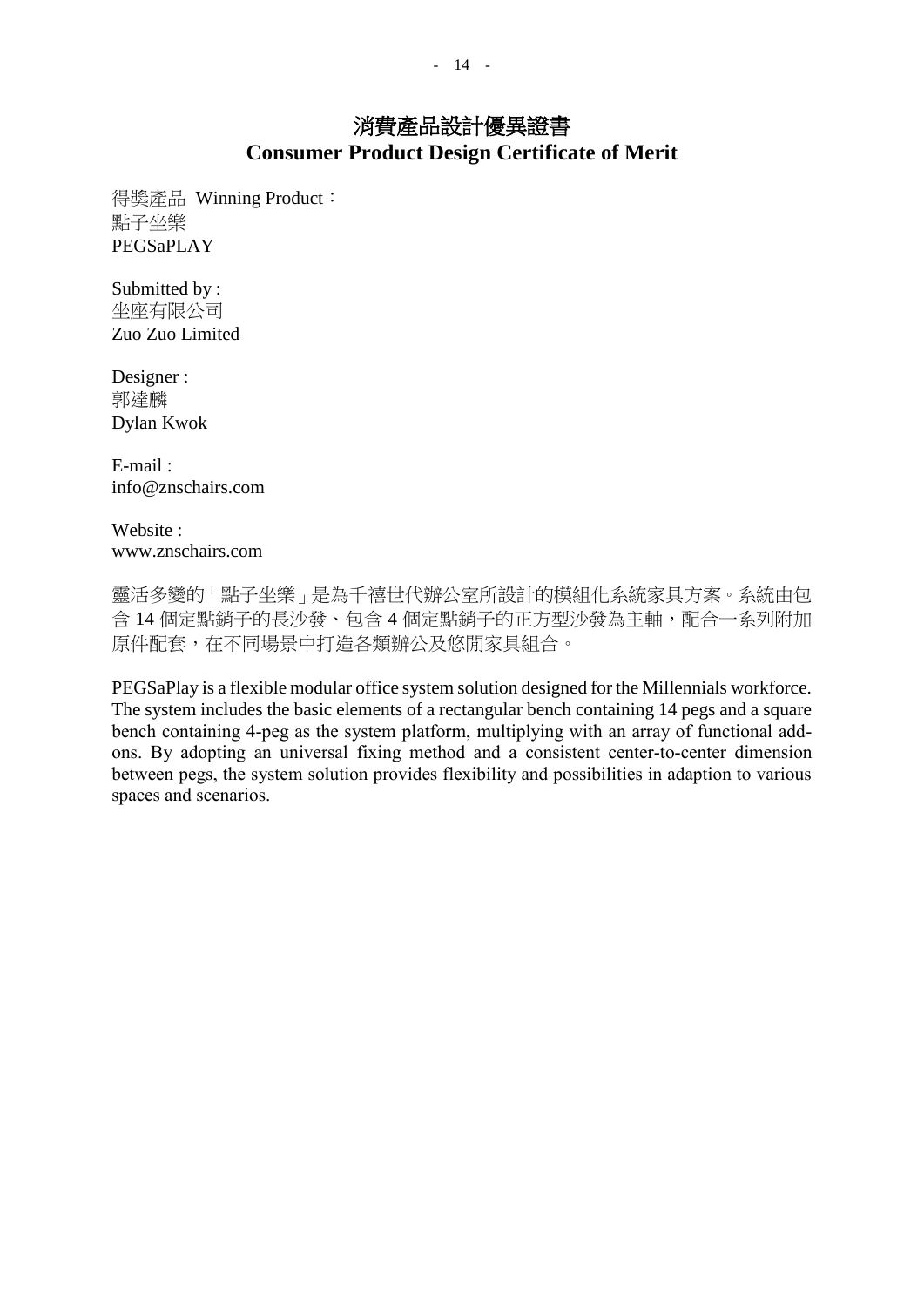# 消費產品設計優異證書
# Consumer Product Design Certificate of Merit

得獎產品 Winning Product：
點子坐樂
PEGSaPLAY

Submitted by :
坐座有限公司
Zuo Zuo Limited

Designer :
郭達麟
Dylan Kwok

E-mail :
info@znschairs.com

Website :
www.znschairs.com

靈活多變的「點子坐樂」是為千禧世代辦公室所設計的模組化系統家具方案。系統由包含 14 個定點銷子的長沙發、包含 4 個定點銷子的正方型沙發為主軸，配合一系列附加原件配套，在不同場景中打造各類辦公及悠閒家具組合。

PEGSaPlay is a flexible modular office system solution designed for the Millennials workforce. The system includes the basic elements of a rectangular bench containing 14 pegs and a square bench containing 4-peg as the system platform, multiplying with an array of functional add-ons. By adopting an universal fixing method and a consistent center-to-center dimension between pegs, the system solution provides flexibility and possibilities in adaption to various spaces and scenarios.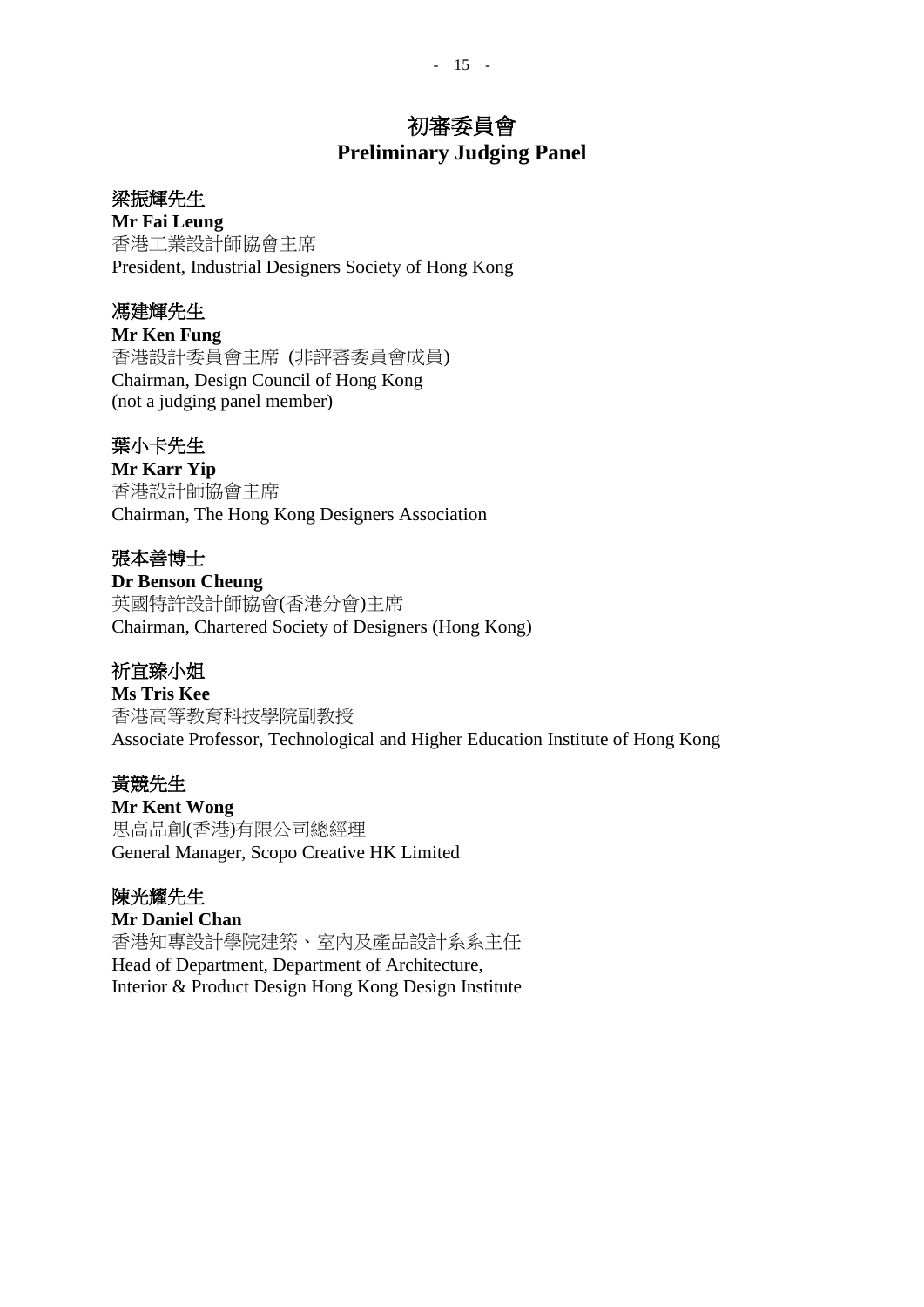# 初審委員會
# Preliminary Judging Panel

梁振輝先生
**Mr Fai Leung**
香港工業設計師協會主席
President, Industrial Designers Society of Hong Kong

馮建輝先生
**Mr Ken Fung**
香港設計委員會主席 (非評審委員會成員)
Chairman, Design Council of Hong Kong
(not a judging panel member)

葉小卡先生
**Mr Karr Yip**
香港設計師協會主席
Chairman, The Hong Kong Designers Association

張本善博士
**Dr Benson Cheung**
英國特許設計師協會(香港分會)主席
Chairman, Chartered Society of Designers (Hong Kong)

祈宜臻小姐
**Ms Tris Kee**
香港高等教育科技學院副教授
Associate Professor, Technological and Higher Education Institute of Hong Kong

黃競先生
**Mr Kent Wong**
思高品創(香港)有限公司總經理
General Manager, Scopo Creative HK Limited

陳光耀先生
**Mr Daniel Chan**
香港知專設計學院建築、室內及產品設計系系主任
Head of Department, Department of Architecture,
Interior & Product Design Hong Kong Design Institute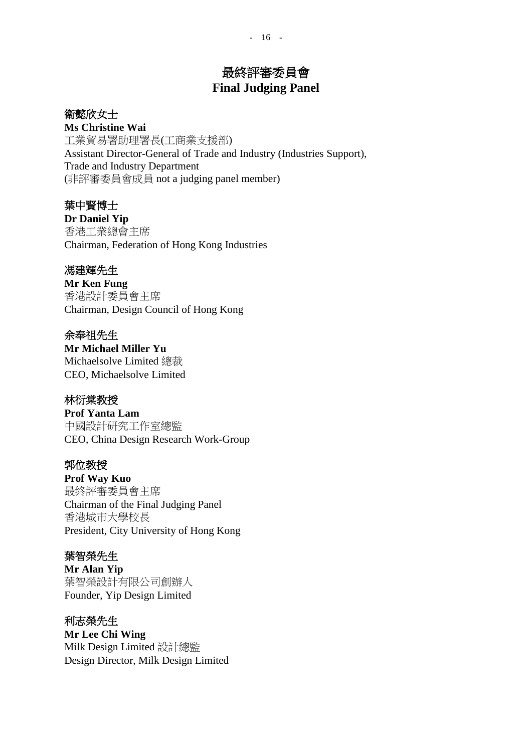# 最終評審委員會
# Final Judging Panel

**衞懿欣女士**
**Ms Christine Wai**
工業貿易署助理署長(工商業支援部)
Assistant Director-General of Trade and Industry (Industries Support), Trade and Industry Department
(非評審委員會成員 not a judging panel member)

**葉中賢博士**
**Dr Daniel Yip**
香港工業總會主席
Chairman, Federation of Hong Kong Industries

**馮建輝先生**
**Mr Ken Fung**
香港設計委員會主席
Chairman, Design Council of Hong Kong

**余奉祖先生**
**Mr Michael Miller Yu**
Michaelsolve Limited 總裁
CEO, Michaelsolve Limited

**林衍棠教授**
**Prof Yanta Lam**
中國設計研究工作室總監
CEO, China Design Research Work-Group

**郭位教授**
**Prof Way Kuo**
最終評審委員會主席
Chairman of the Final Judging Panel
香港城市大學校長
President, City University of Hong Kong

**葉智榮先生**
**Mr Alan Yip**
葉智榮設計有限公司創辦人
Founder, Yip Design Limited

**利志榮先生**
**Mr Lee Chi Wing**
Milk Design Limited 設計總監
Design Director, Milk Design Limited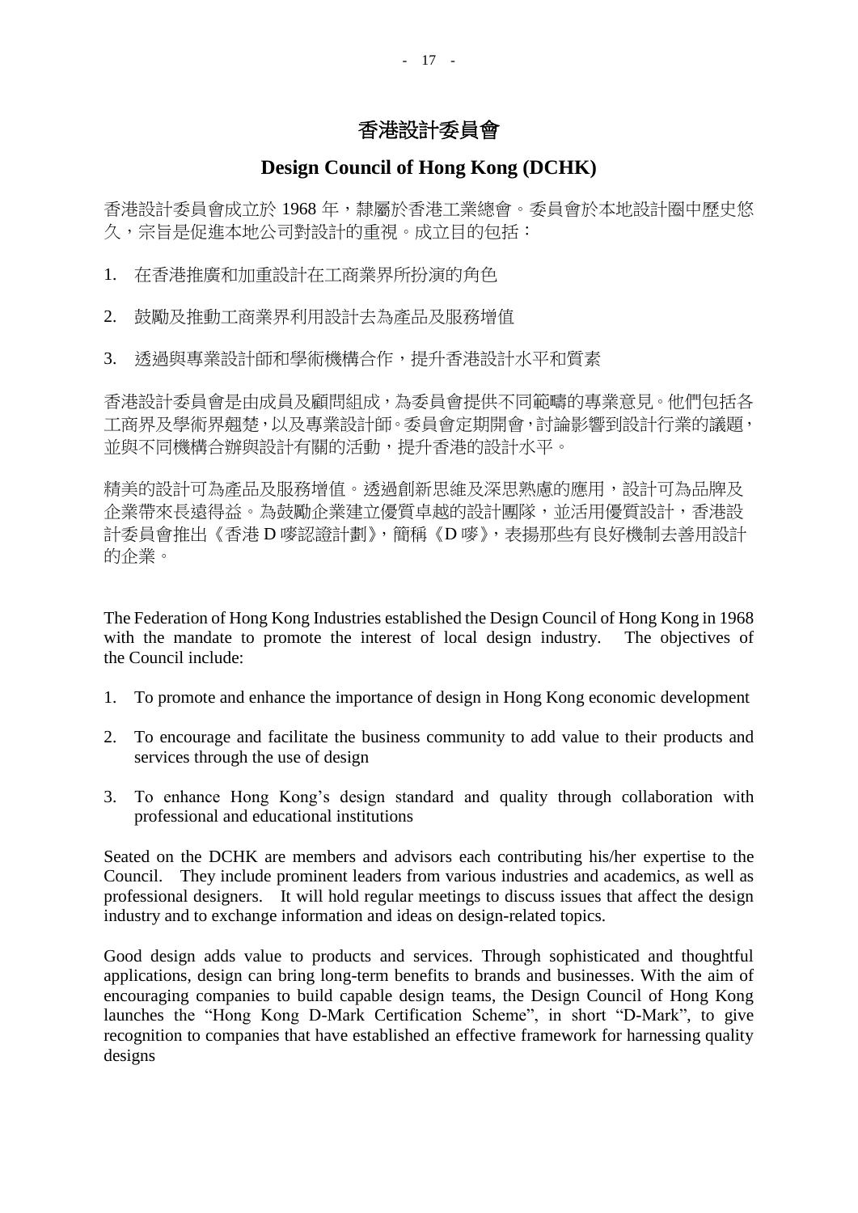# 香港設計委員會

## Design Council of Hong Kong (DCHK)

香港設計委員會成立於 1968 年，隸屬於香港工業總會。委員會於本地設計圈中歷史悠久，宗旨是促進本地公司對設計的重視。成立目的包括：

1. 在香港推廣和加重設計在工商業界所扮演的角色
2. 鼓勵及推動工商業界利用設計去為產品及服務增值
3. 透過與專業設計師和學術機構合作，提升香港設計水平和質素

香港設計委員會是由成員及顧問組成，為委員會提供不同範疇的專業意見。他們包括各工商界及學術界翹楚，以及專業設計師。委員會定期開會，討論影響到設計行業的議題，並與不同機構合辦與設計有關的活動，提升香港的設計水平。

精美的設計可為產品及服務增值。透過創新思維及深思熟慮的應用，設計可為品牌及企業帶來長遠得益。為鼓勵企業建立優質卓越的設計團隊，並活用優質設計，香港設計委員會推出《香港 D 嘜認證計劃》，簡稱《D 嘜》，表揚那些有良好機制去善用設計的企業。

The Federation of Hong Kong Industries established the Design Council of Hong Kong in 1968 with the mandate to promote the interest of local design industry. The objectives of the Council include:

1. To promote and enhance the importance of design in Hong Kong economic development
2. To encourage and facilitate the business community to add value to their products and services through the use of design
3. To enhance Hong Kong's design standard and quality through collaboration with professional and educational institutions

Seated on the DCHK are members and advisors each contributing his/her expertise to the Council. They include prominent leaders from various industries and academics, as well as professional designers. It will hold regular meetings to discuss issues that affect the design industry and to exchange information and ideas on design-related topics.

Good design adds value to products and services. Through sophisticated and thoughtful applications, design can bring long-term benefits to brands and businesses. With the aim of encouraging companies to build capable design teams, the Design Council of Hong Kong launches the "Hong Kong D-Mark Certification Scheme", in short "D-Mark", to give recognition to companies that have established an effective framework for harnessing quality designs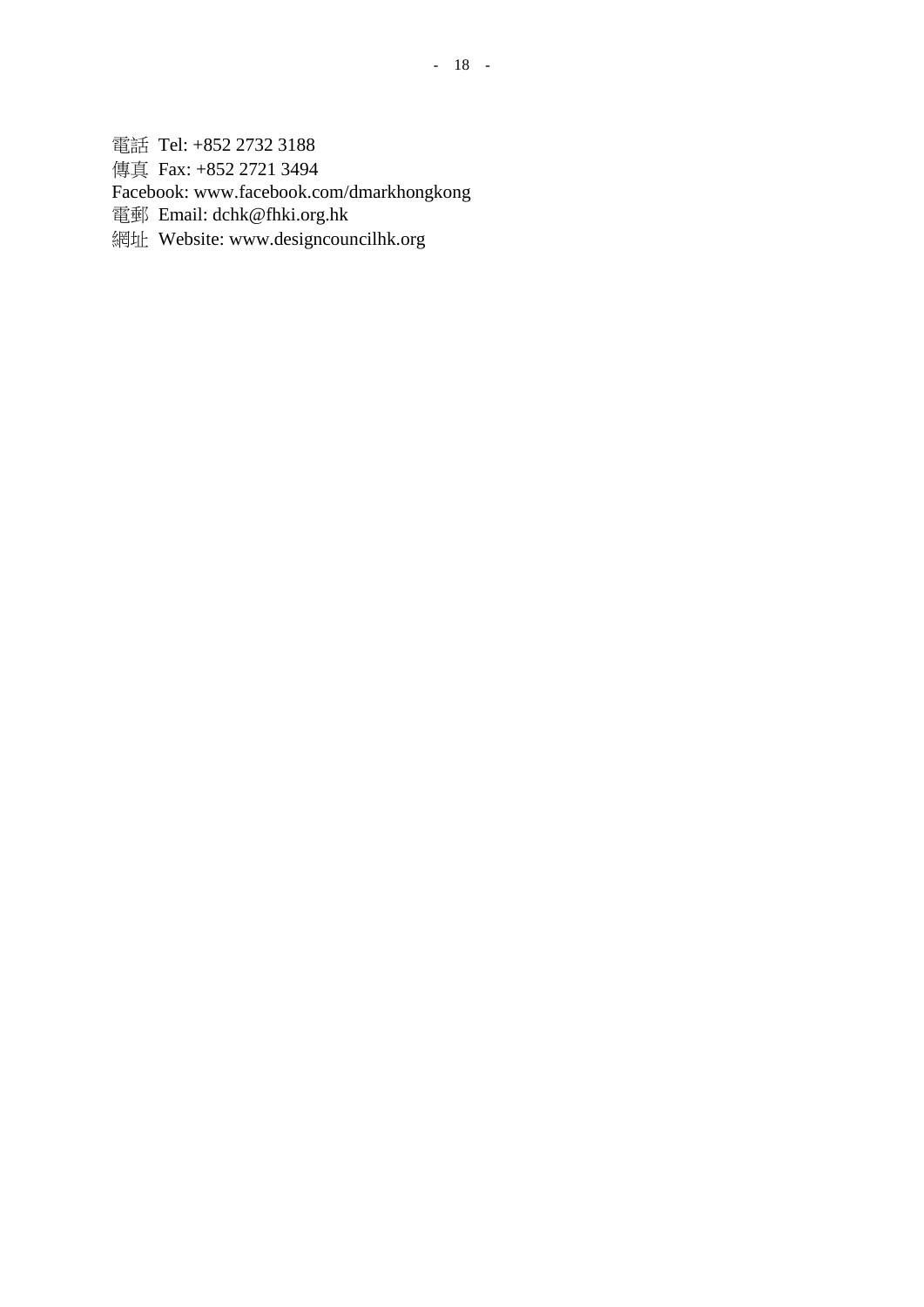電話 Tel: +852 2732 3188
傳真 Fax: +852 2721 3494
Facebook: www.facebook.com/dmarkhongkong
電郵 Email: dchk@fhki.org.hk
網址 Website: www.designcouncilhk.org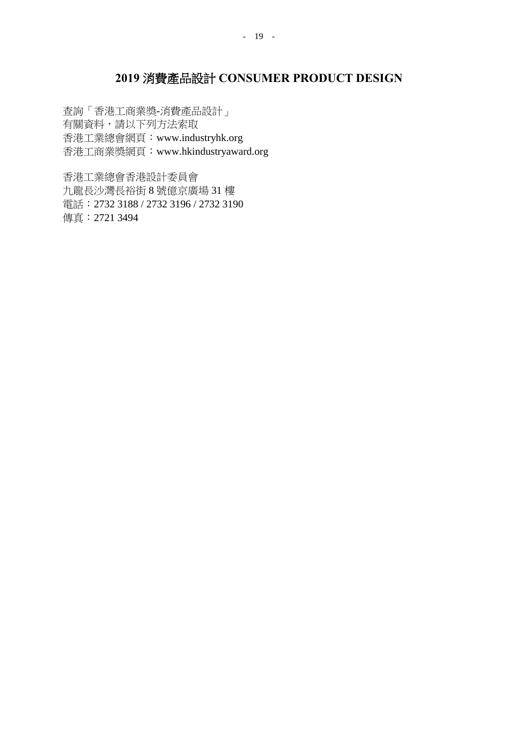# 2019 消費產品設計 CONSUMER PRODUCT DESIGN

查詢「香港工商業獎-消費產品設計」
有關資料，請以下列方法索取
香港工業總會網頁：www.industryhk.org
香港工商業獎網頁：www.hkindustryaward.org

香港工業總會香港設計委員會
九龍長沙灣長裕街 8 號億京廣場 31 樓
電話：2732 3188 / 2732 3196 / 2732 3190
傳真：2721 3494